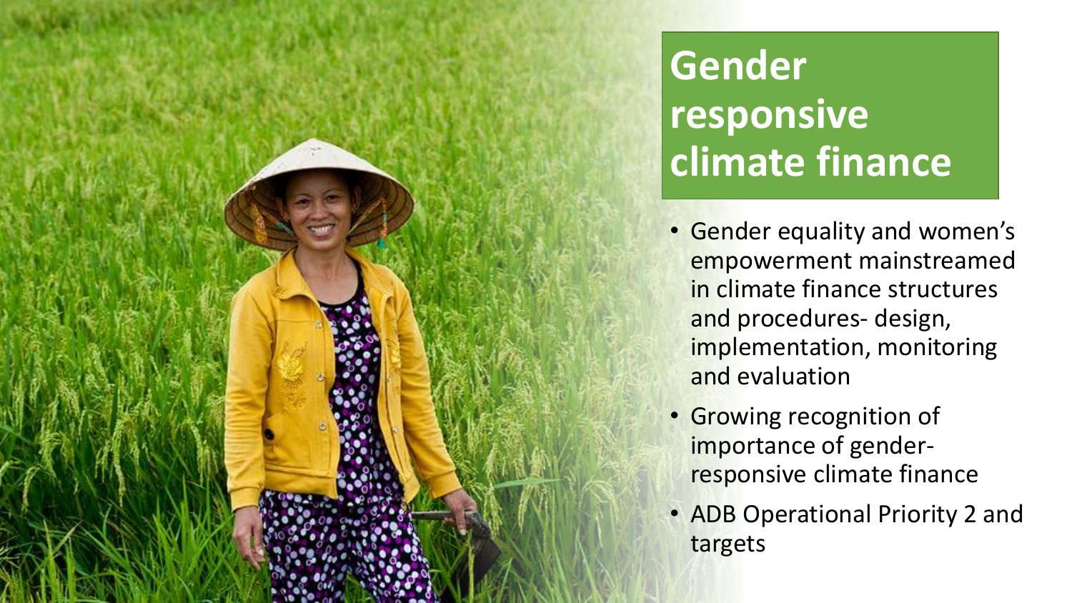# Gender responsive climate finance

- Gender equality and women's empowerment mainstreamed in climate finance structures and procedures- design, implementation, monitoring and evaluation
- Growing recognition of importance of gender-responsive climate finance
- ADB Operational Priority 2 and targets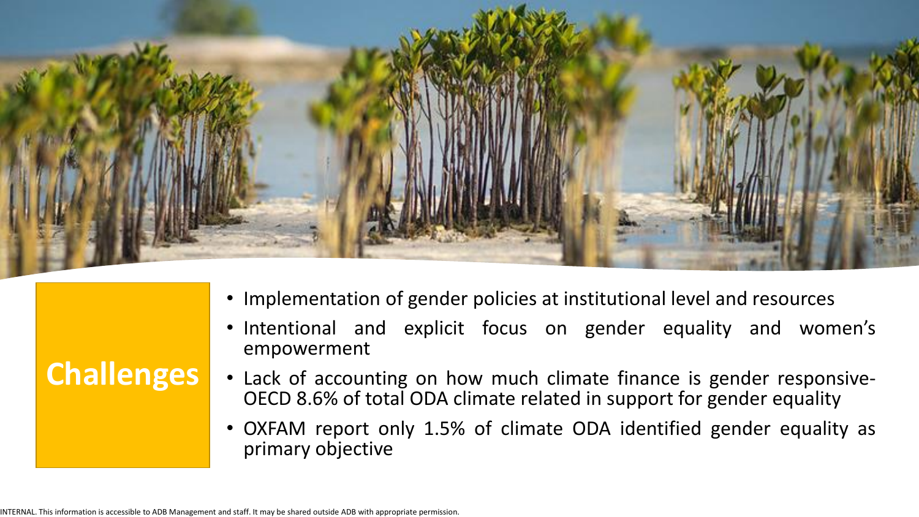# Challenges

- Implementation of gender policies at institutional level and resources
- Intentional and explicit focus on gender equality and women's empowerment
- Lack of accounting on how much climate finance is gender responsive- OECD 8.6% of total ODA climate related in support for gender equality
- OXFAM report only 1.5% of climate ODA identified gender equality as primary objective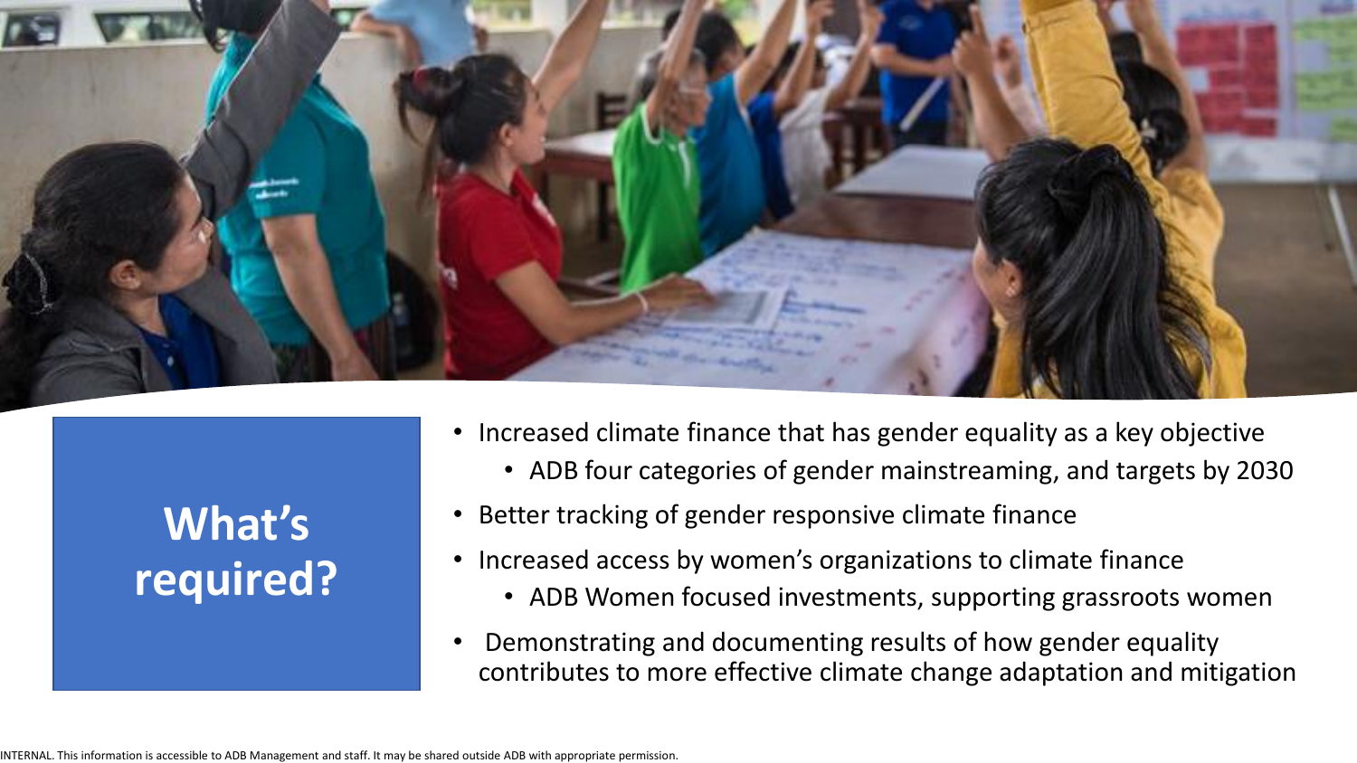## What's required?

- Increased climate finance that has gender equality as a key objective
  - ADB four categories of gender mainstreaming, and targets by 2030
- Better tracking of gender responsive climate finance
- Increased access by women's organizations to climate finance
  - ADB Women focused investments, supporting grassroots women
- Demonstrating and documenting results of how gender equality contributes to more effective climate change adaptation and mitigation

INTERNAL. This information is accessible to ADB Management and staff. It may be shared outside ADB with appropriate permission.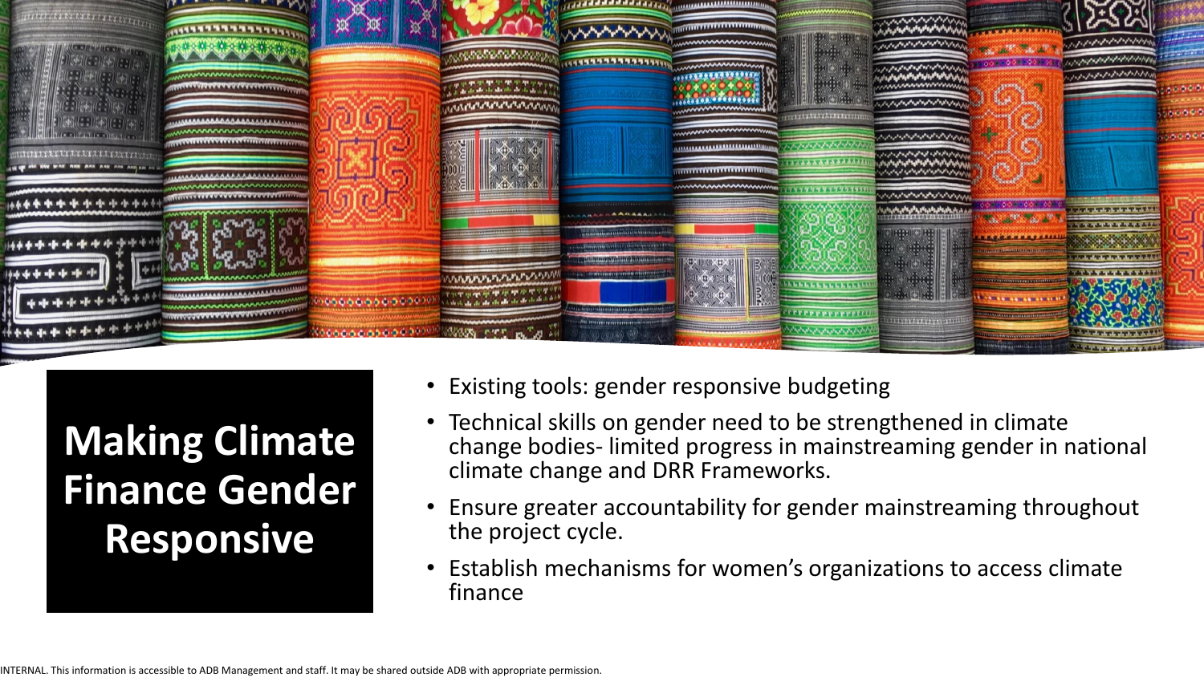# Making Climate Finance Gender Responsive

- Existing tools: gender responsive budgeting
- Technical skills on gender need to be strengthened in climate change bodies- limited progress in mainstreaming gender in national climate change and DRR Frameworks.
- Ensure greater accountability for gender mainstreaming throughout the project cycle.
- Establish mechanisms for women's organizations to access climate finance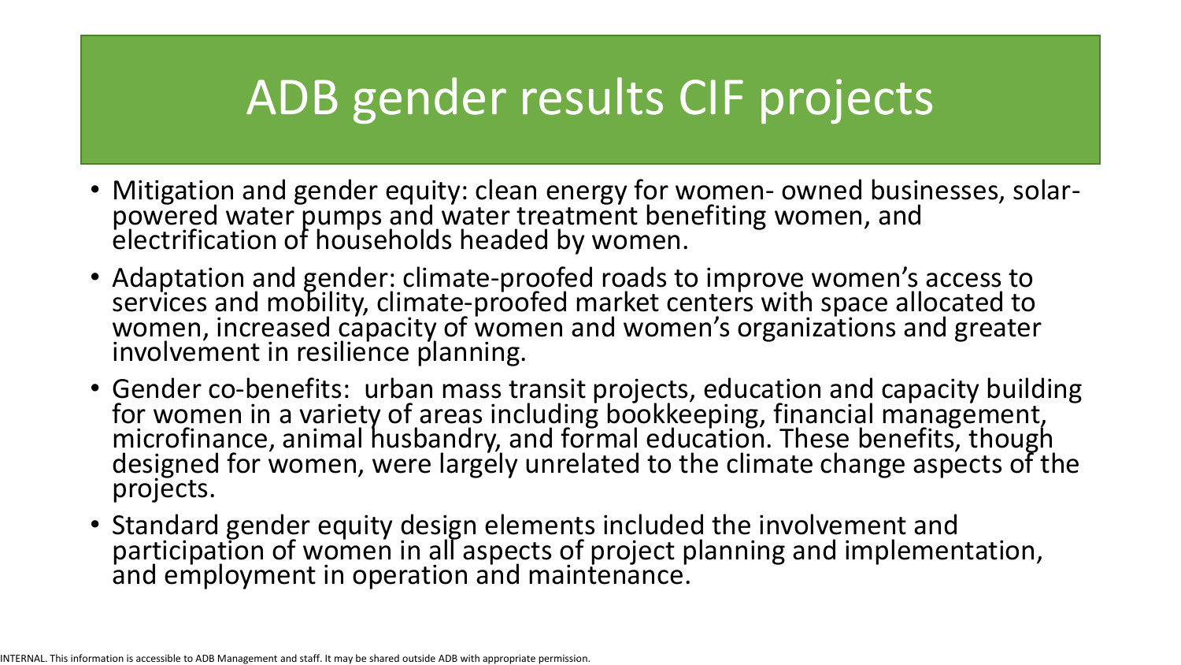# ADB gender results CIF projects

- Mitigation and gender equity: clean energy for women- owned businesses, solar-powered water pumps and water treatment benefiting women, and electrification of households headed by women.
- Adaptation and gender: climate-proofed roads to improve women's access to services and mobility, climate-proofed market centers with space allocated to women, increased capacity of women and women's organizations and greater involvement in resilience planning.
- Gender co-benefits: urban mass transit projects, education and capacity building for women in a variety of areas including bookkeeping, financial management, microfinance, animal husbandry, and formal education. These benefits, though designed for women, were largely unrelated to the climate change aspects of the projects.
- Standard gender equity design elements included the involvement and participation of women in all aspects of project planning and implementation, and employment in operation and maintenance.